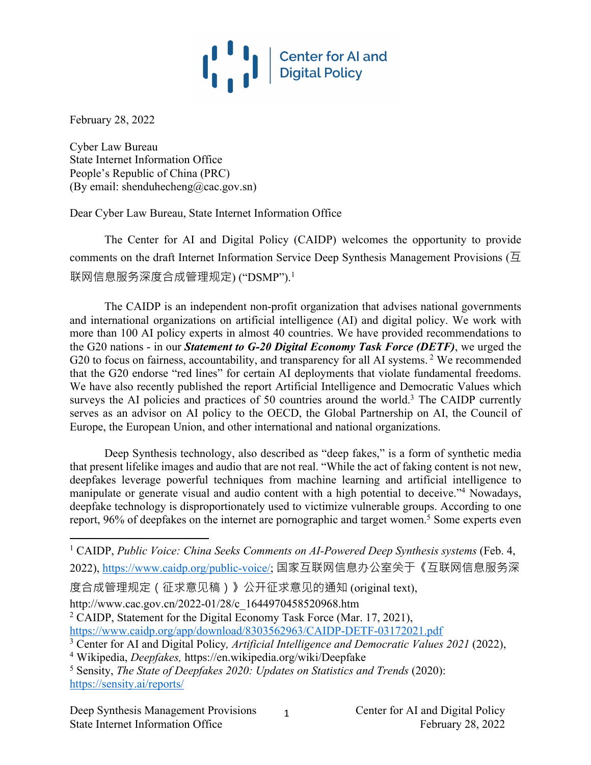Center for AI and Digital Policy

February 28, 2022

Cyber Law Bureau
State Internet Information Office
People's Republic of China (PRC)
(By email: shenduhecheng@cac.gov.sn)

Dear Cyber Law Bureau, State Internet Information Office

The Center for AI and Digital Policy (CAIDP) welcomes the opportunity to provide comments on the draft Internet Information Service Deep Synthesis Management Provisions (互联网信息服务深度合成管理规定) ("DSMP").[1]

The CAIDP is an independent non-profit organization that advises national governments and international organizations on artificial intelligence (AI) and digital policy. We work with more than 100 AI policy experts in almost 40 countries. We have provided recommendations to the G20 nations - in our ***Statement to G-20 Digital Economy Task Force (DETF)***, we urged the G20 to focus on fairness, accountability, and transparency for all AI systems.[2] We recommended that the G20 endorse "red lines" for certain AI deployments that violate fundamental freedoms. We have also recently published the report Artificial Intelligence and Democratic Values which surveys the AI policies and practices of 50 countries around the world.[3] The CAIDP currently serves as an advisor on AI policy to the OECD, the Global Partnership on AI, the Council of Europe, the European Union, and other international and national organizations.

Deep Synthesis technology, also described as "deep fakes," is a form of synthetic media that present lifelike images and audio that are not real. "While the act of faking content is not new, deepfakes leverage powerful techniques from machine learning and artificial intelligence to manipulate or generate visual and audio content with a high potential to deceive."[4] Nowadays, deepfake technology is disproportionately used to victimize vulnerable groups. According to one report, 96% of deepfakes on the internet are pornographic and target women.[5] Some experts even

---

[1] CAIDP, *Public Voice: China Seeks Comments on AI-Powered Deep Synthesis systems* (Feb. 4, 2022), https://www.caidp.org/public-voice/; 国家互联网信息办公室关于《互联网信息服务深度合成管理规定（征求意见稿）》公开征求意见的通知 (original text), http://www.cac.gov.cn/2022-01/28/c_1644970458520968.htm

[2] CAIDP, Statement for the Digital Economy Task Force (Mar. 17, 2021), https://www.caidp.org/app/download/8303562963/CAIDP-DETF-03172021.pdf

[3] Center for AI and Digital Policy*, Artificial Intelligence and Democratic Values 2021* (2022),

[4] Wikipedia, *Deepfakes,* https://en.wikipedia.org/wiki/Deepfake

[5] Sensity, *The State of Deepfakes 2020: Updates on Statistics and Trends* (2020): https://sensity.ai/reports/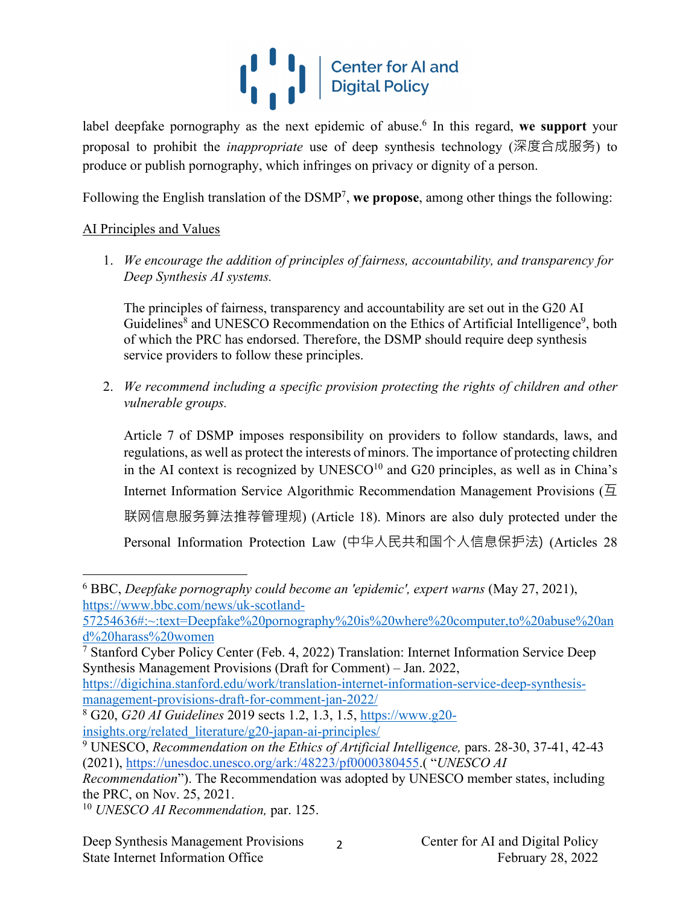label deepfake pornography as the next epidemic of abuse.[6] In this regard, **we support** your proposal to prohibit the *inappropriate* use of deep synthesis technology (深度合成服务) to produce or publish pornography, which infringes on privacy or dignity of a person.

Following the English translation of the DSMP[7], **we propose**, among other things the following:

AI Principles and Values

1. *We encourage the addition of principles of fairness, accountability, and transparency for Deep Synthesis AI systems.*

   The principles of fairness, transparency and accountability are set out in the G20 AI Guidelines[8] and UNESCO Recommendation on the Ethics of Artificial Intelligence[9], both of which the PRC has endorsed. Therefore, the DSMP should require deep synthesis service providers to follow these principles.

2. *We recommend including a specific provision protecting the rights of children and other vulnerable groups.*

   Article 7 of DSMP imposes responsibility on providers to follow standards, laws, and regulations, as well as protect the interests of minors. The importance of protecting children in the AI context is recognized by UNESCO[10] and G20 principles, as well as in China's Internet Information Service Algorithmic Recommendation Management Provisions (互联网信息服务算法推荐管理规) (Article 18). Minors are also duly protected under the Personal Information Protection Law (中华人民共和国个人信息保护法) (Articles 28

---

[6] BBC, *Deepfake pornography could become an 'epidemic', expert warns* (May 27, 2021), https://www.bbc.com/news/uk-scotland-57254636#:~:text=Deepfake%20pornography%20is%20where%20computer,to%20abuse%20and%20harass%20women

[7] Stanford Cyber Policy Center (Feb. 4, 2022) Translation: Internet Information Service Deep Synthesis Management Provisions (Draft for Comment) – Jan. 2022, https://digichina.stanford.edu/work/translation-internet-information-service-deep-synthesis-management-provisions-draft-for-comment-jan-2022/

[8] G20, *G20 AI Guidelines* 2019 sects 1.2, 1.3, 1.5, https://www.g20-insights.org/related_literature/g20-japan-ai-principles/

[9] UNESCO, *Recommendation on the Ethics of Artificial Intelligence,* pars. 28-30, 37-41, 42-43 (2021), https://unesdoc.unesco.org/ark:/48223/pf0000380455.( "*UNESCO AI Recommendation*"). The Recommendation was adopted by UNESCO member states, including the PRC, on Nov. 25, 2021.

[10] *UNESCO AI Recommendation,* par. 125.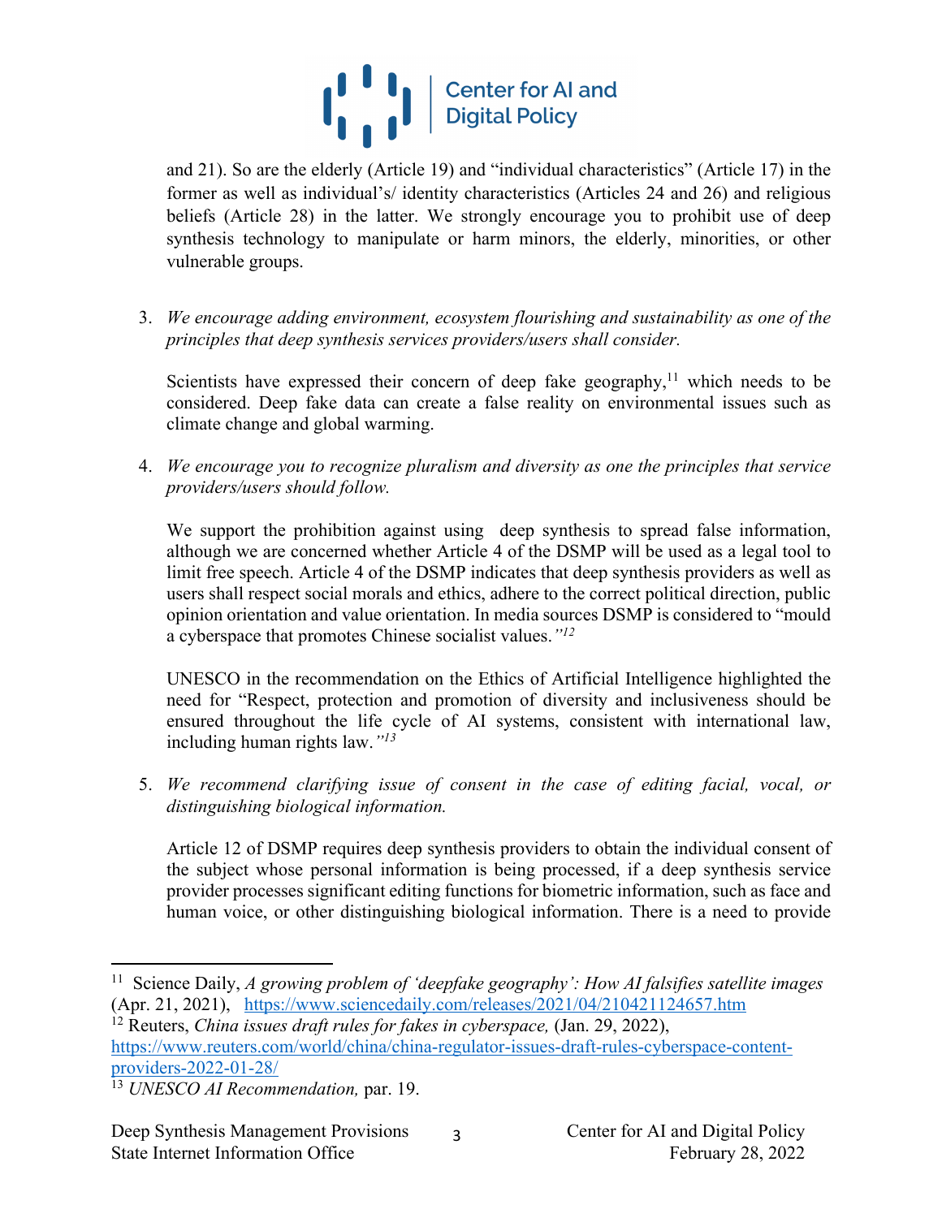and 21). So are the elderly (Article 19) and "individual characteristics" (Article 17) in the former as well as individual's/ identity characteristics (Articles 24 and 26) and religious beliefs (Article 28) in the latter. We strongly encourage you to prohibit use of deep synthesis technology to manipulate or harm minors, the elderly, minorities, or other vulnerable groups.

3. *We encourage adding environment, ecosystem flourishing and sustainability as one of the principles that deep synthesis services providers/users shall consider.*

   Scientists have expressed their concern of deep fake geography,[11] which needs to be considered. Deep fake data can create a false reality on environmental issues such as climate change and global warming.

4. *We encourage you to recognize pluralism and diversity as one the principles that service providers/users should follow.*

   We support the prohibition against using deep synthesis to spread false information, although we are concerned whether Article 4 of the DSMP will be used as a legal tool to limit free speech. Article 4 of the DSMP indicates that deep synthesis providers as well as users shall respect social morals and ethics, adhere to the correct political direction, public opinion orientation and value orientation. In media sources DSMP is considered to "mould a cyberspace that promotes Chinese socialist values."[12]

   UNESCO in the recommendation on the Ethics of Artificial Intelligence highlighted the need for "Respect, protection and promotion of diversity and inclusiveness should be ensured throughout the life cycle of AI systems, consistent with international law, including human rights law."[13]

5. *We recommend clarifying issue of consent in the case of editing facial, vocal, or distinguishing biological information.*

   Article 12 of DSMP requires deep synthesis providers to obtain the individual consent of the subject whose personal information is being processed, if a deep synthesis service provider processes significant editing functions for biometric information, such as face and human voice, or other distinguishing biological information. There is a need to provide

---

[11] Science Daily, *A growing problem of 'deepfake geography': How AI falsifies satellite images* (Apr. 21, 2021), https://www.sciencedaily.com/releases/2021/04/210421124657.htm

[12] Reuters, *China issues draft rules for fakes in cyberspace,* (Jan. 29, 2022), https://www.reuters.com/world/china/china-regulator-issues-draft-rules-cyberspace-content-providers-2022-01-28/

[13] *UNESCO AI Recommendation,* par. 19.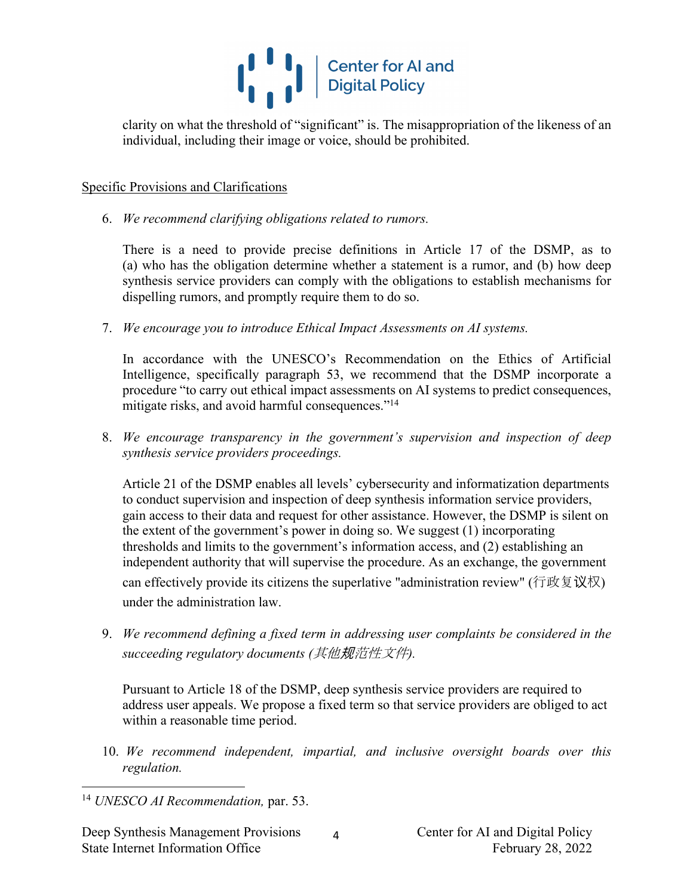clarity on what the threshold of "significant" is. The misappropriation of the likeness of an individual, including their image or voice, should be prohibited.

## Specific Provisions and Clarifications

6. *We recommend clarifying obligations related to rumors.*

   There is a need to provide precise definitions in Article 17 of the DSMP, as to (a) who has the obligation determine whether a statement is a rumor, and (b) how deep synthesis service providers can comply with the obligations to establish mechanisms for dispelling rumors, and promptly require them to do so.

7. *We encourage you to introduce Ethical Impact Assessments on AI systems.*

   In accordance with the UNESCO's Recommendation on the Ethics of Artificial Intelligence, specifically paragraph 53, we recommend that the DSMP incorporate a procedure "to carry out ethical impact assessments on AI systems to predict consequences, mitigate risks, and avoid harmful consequences."[14]

8. *We encourage transparency in the government's supervision and inspection of deep synthesis service providers proceedings.*

   Article 21 of the DSMP enables all levels' cybersecurity and informatization departments to conduct supervision and inspection of deep synthesis information service providers, gain access to their data and request for other assistance. However, the DSMP is silent on the extent of the government's power in doing so. We suggest (1) incorporating thresholds and limits to the government's information access, and (2) establishing an independent authority that will supervise the procedure. As an exchange, the government can effectively provide its citizens the superlative "administration review" (行政复议权) under the administration law.

9. *We recommend defining a fixed term in addressing user complaints be considered in the succeeding regulatory documents (其他规范性文件).*

   Pursuant to Article 18 of the DSMP, deep synthesis service providers are required to address user appeals. We propose a fixed term so that service providers are obliged to act within a reasonable time period.

10. *We recommend independent, impartial, and inclusive oversight boards over this regulation.*

[14] *UNESCO AI Recommendation,* par. 53.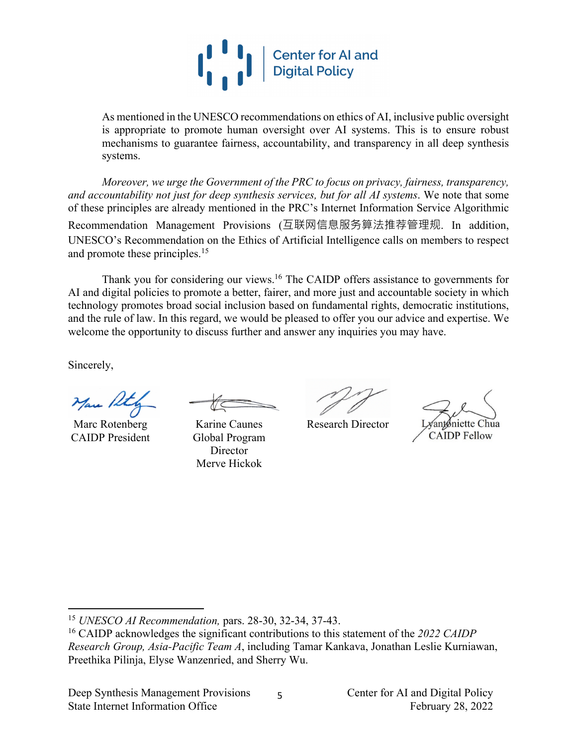As mentioned in the UNESCO recommendations on ethics of AI, inclusive public oversight is appropriate to promote human oversight over AI systems. This is to ensure robust mechanisms to guarantee fairness, accountability, and transparency in all deep synthesis systems.

*Moreover, we urge the Government of the PRC to focus on privacy, fairness, transparency, and accountability not just for deep synthesis services, but for all AI systems*. We note that some of these principles are already mentioned in the PRC's Internet Information Service Algorithmic Recommendation Management Provisions (互联网信息服务算法推荐管理规. In addition, UNESCO's Recommendation on the Ethics of Artificial Intelligence calls on members to respect and promote these principles.[15]

Thank you for considering our views.[16] The CAIDP offers assistance to governments for AI and digital policies to promote a better, fairer, and more just and accountable society in which technology promotes broad social inclusion based on fundamental rights, democratic institutions, and the rule of law. In this regard, we would be pleased to offer you our advice and expertise. We welcome the opportunity to discuss further and answer any inquiries you may have.

Sincerely,

Marc Rotenberg
CAIDP President

Karine Caunes
Global Program Director

Merve Hickok
Research Director

Lyantoniette Chua
CAIDP Fellow

---

[15] *UNESCO AI Recommendation,* pars. 28-30, 32-34, 37-43.

[16] CAIDP acknowledges the significant contributions to this statement of the *2022 CAIDP Research Group, Asia-Pacific Team A*, including Tamar Kankava, Jonathan Leslie Kurniawan, Preethika Pilinja, Elyse Wanzenried, and Sherry Wu.